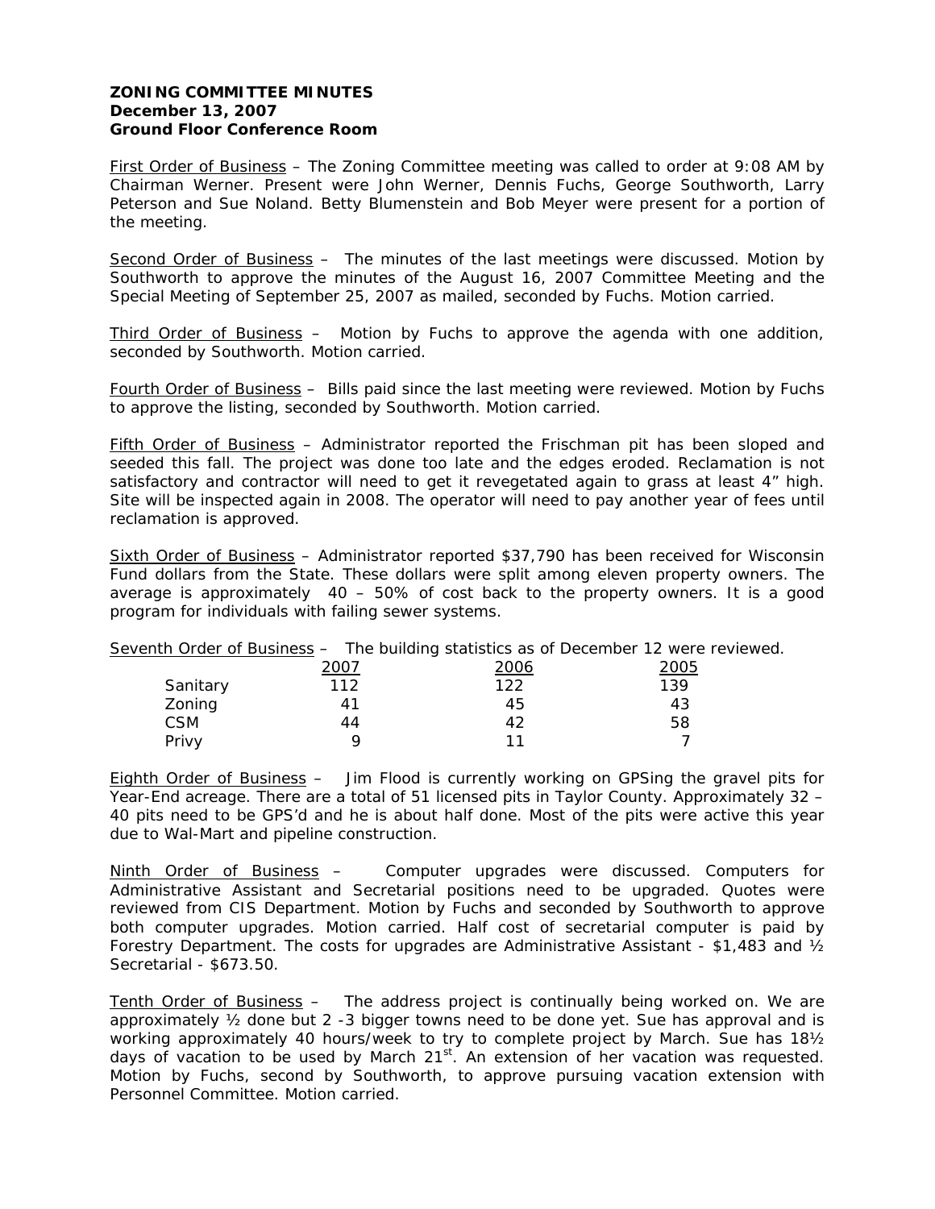**ZONING COMMITTEE MINUTES**
**December 13, 2007**
**Ground Floor Conference Room**

First Order of Business – The Zoning Committee meeting was called to order at 9:08 AM by Chairman Werner. Present were John Werner, Dennis Fuchs, George Southworth, Larry Peterson and Sue Noland. Betty Blumenstein and Bob Meyer were present for a portion of the meeting.

Second Order of Business – The minutes of the last meetings were discussed. Motion by Southworth to approve the minutes of the August 16, 2007 Committee Meeting and the Special Meeting of September 25, 2007 as mailed, seconded by Fuchs. Motion carried.

Third Order of Business – Motion by Fuchs to approve the agenda with one addition, seconded by Southworth. Motion carried.

Fourth Order of Business – Bills paid since the last meeting were reviewed. Motion by Fuchs to approve the listing, seconded by Southworth. Motion carried.

Fifth Order of Business – Administrator reported the Frischman pit has been sloped and seeded this fall. The project was done too late and the edges eroded. Reclamation is not satisfactory and contractor will need to get it revegetated again to grass at least 4" high. Site will be inspected again in 2008. The operator will need to pay another year of fees until reclamation is approved.

Sixth Order of Business – Administrator reported $37,790 has been received for Wisconsin Fund dollars from the State. These dollars were split among eleven property owners. The average is approximately 40 – 50% of cost back to the property owners. It is a good program for individuals with failing sewer systems.

Seventh Order of Business – The building statistics as of December 12 were reviewed.

| | 2007 | 2006 | 2005 |
|---|---|---|---|
| Sanitary | 112 | 122 | 139 |
| Zoning | 41 | 45 | 43 |
| CSM | 44 | 42 | 58 |
| Privy | 9 | 11 | 7 |

Eighth Order of Business – Jim Flood is currently working on GPSing the gravel pits for Year-End acreage. There are a total of 51 licensed pits in Taylor County. Approximately 32 – 40 pits need to be GPS'd and he is about half done. Most of the pits were active this year due to Wal-Mart and pipeline construction.

Ninth Order of Business – Computer upgrades were discussed. Computers for Administrative Assistant and Secretarial positions need to be upgraded. Quotes were reviewed from CIS Department. Motion by Fuchs and seconded by Southworth to approve both computer upgrades. Motion carried. Half cost of secretarial computer is paid by Forestry Department. The costs for upgrades are Administrative Assistant - $1,483 and ½ Secretarial - $673.50.

Tenth Order of Business – The address project is continually being worked on. We are approximately ½ done but 2 -3 bigger towns need to be done yet. Sue has approval and is working approximately 40 hours/week to try to complete project by March. Sue has 18½ days of vacation to be used by March 21st. An extension of her vacation was requested. Motion by Fuchs, second by Southworth, to approve pursuing vacation extension with Personnel Committee. Motion carried.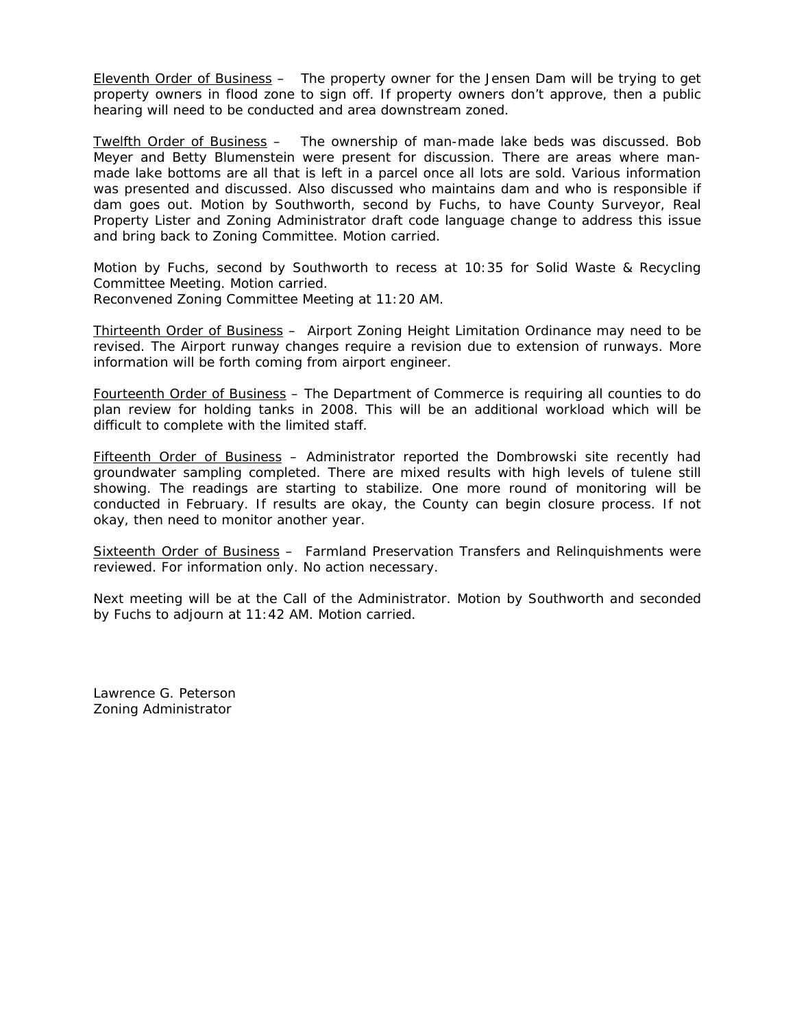Eleventh Order of Business – The property owner for the Jensen Dam will be trying to get property owners in flood zone to sign off. If property owners don't approve, then a public hearing will need to be conducted and area downstream zoned.

Twelfth Order of Business – The ownership of man-made lake beds was discussed. Bob Meyer and Betty Blumenstein were present for discussion. There are areas where man-made lake bottoms are all that is left in a parcel once all lots are sold. Various information was presented and discussed. Also discussed who maintains dam and who is responsible if dam goes out. Motion by Southworth, second by Fuchs, to have County Surveyor, Real Property Lister and Zoning Administrator draft code language change to address this issue and bring back to Zoning Committee. Motion carried.

Motion by Fuchs, second by Southworth to recess at 10:35 for Solid Waste & Recycling Committee Meeting. Motion carried.
Reconvened Zoning Committee Meeting at 11:20 AM.

Thirteenth Order of Business – Airport Zoning Height Limitation Ordinance may need to be revised. The Airport runway changes require a revision due to extension of runways. More information will be forth coming from airport engineer.

Fourteenth Order of Business – The Department of Commerce is requiring all counties to do plan review for holding tanks in 2008. This will be an additional workload which will be difficult to complete with the limited staff.

Fifteenth Order of Business – Administrator reported the Dombrowski site recently had groundwater sampling completed. There are mixed results with high levels of tulene still showing. The readings are starting to stabilize. One more round of monitoring will be conducted in February. If results are okay, the County can begin closure process. If not okay, then need to monitor another year.

Sixteenth Order of Business – Farmland Preservation Transfers and Relinquishments were reviewed. For information only. No action necessary.

Next meeting will be at the Call of the Administrator. Motion by Southworth and seconded by Fuchs to adjourn at 11:42 AM. Motion carried.

Lawrence G. Peterson
Zoning Administrator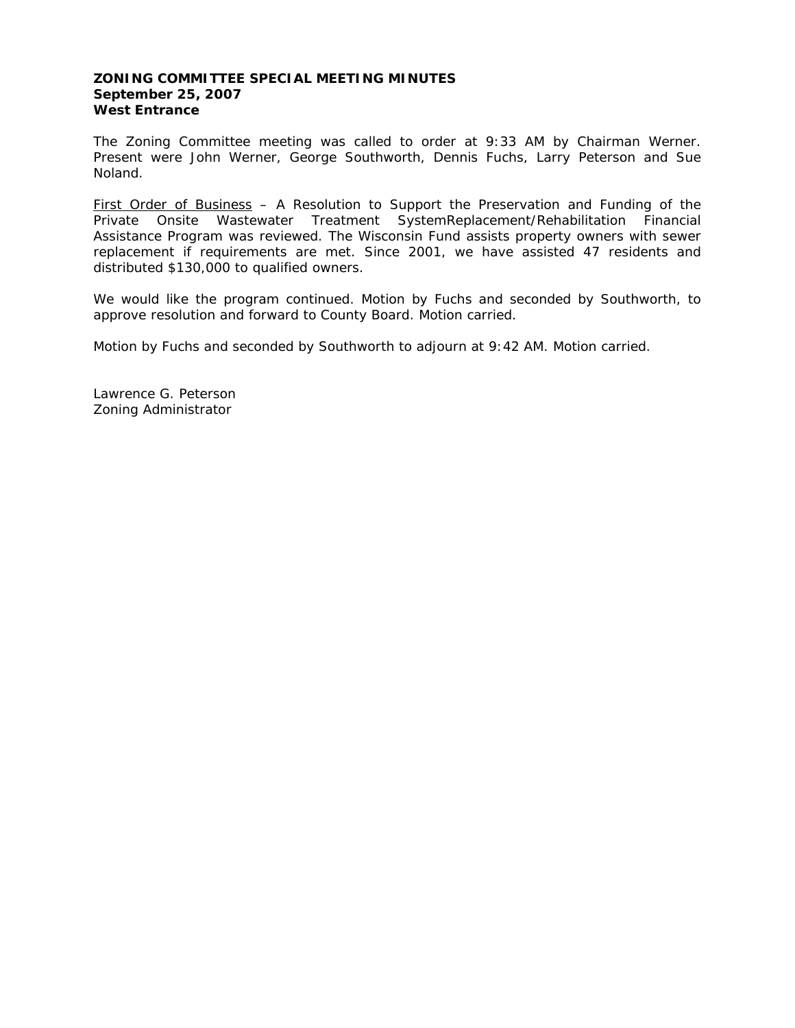**ZONING COMMITTEE SPECIAL MEETING MINUTES**
**September 25, 2007**
**West Entrance**

The Zoning Committee meeting was called to order at 9:33 AM by Chairman Werner. Present were John Werner, George Southworth, Dennis Fuchs, Larry Peterson and Sue Noland.

<u>First Order of Business</u> – A Resolution to Support the Preservation and Funding of the Private Onsite Wastewater Treatment SystemReplacement/Rehabilitation Financial Assistance Program was reviewed. The Wisconsin Fund assists property owners with sewer replacement if requirements are met. Since 2001, we have assisted 47 residents and distributed $130,000 to qualified owners.

We would like the program continued. Motion by Fuchs and seconded by Southworth, to approve resolution and forward to County Board. Motion carried.

Motion by Fuchs and seconded by Southworth to adjourn at 9:42 AM. Motion carried.

Lawrence G. Peterson
Zoning Administrator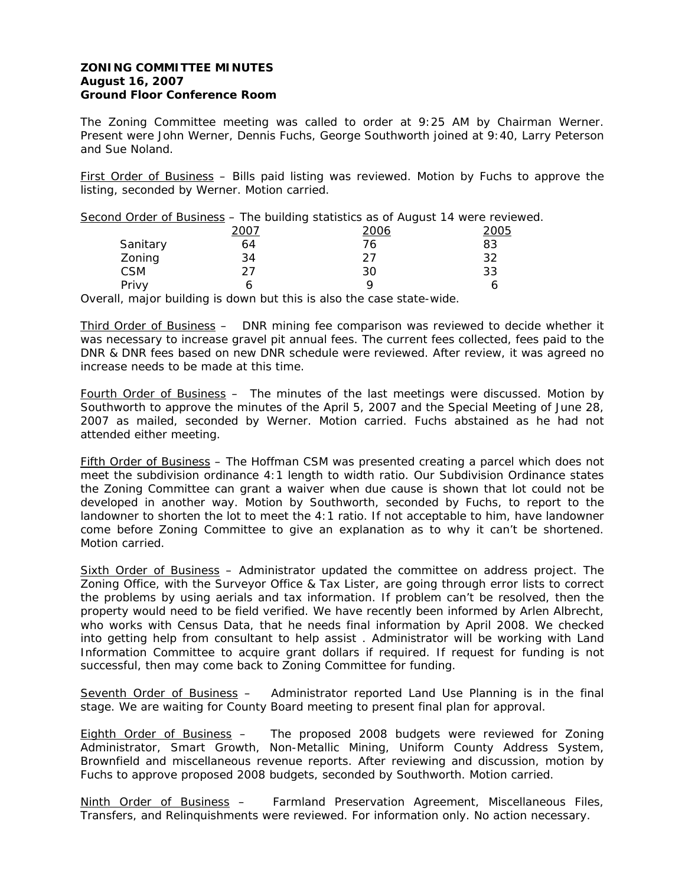**ZONING COMMITTEE MINUTES**
**August 16, 2007**
**Ground Floor Conference Room**

The Zoning Committee meeting was called to order at 9:25 AM by Chairman Werner. Present were John Werner, Dennis Fuchs, George Southworth joined at 9:40, Larry Peterson and Sue Noland.

First Order of Business – Bills paid listing was reviewed. Motion by Fuchs to approve the listing, seconded by Werner. Motion carried.

Second Order of Business – The building statistics as of August 14 were reviewed.

| | 2007 | 2006 | 2005 |
|---|---|---|---|
| Sanitary | 64 | 76 | 83 |
| Zoning | 34 | 27 | 32 |
| CSM | 27 | 30 | 33 |
| Privy | 6 | 9 | 6 |

Overall, major building is down but this is also the case state-wide.

Third Order of Business – DNR mining fee comparison was reviewed to decide whether it was necessary to increase gravel pit annual fees. The current fees collected, fees paid to the DNR & DNR fees based on new DNR schedule were reviewed. After review, it was agreed no increase needs to be made at this time.

Fourth Order of Business – The minutes of the last meetings were discussed. Motion by Southworth to approve the minutes of the April 5, 2007 and the Special Meeting of June 28, 2007 as mailed, seconded by Werner. Motion carried. Fuchs abstained as he had not attended either meeting.

Fifth Order of Business – The Hoffman CSM was presented creating a parcel which does not meet the subdivision ordinance 4:1 length to width ratio. Our Subdivision Ordinance states the Zoning Committee can grant a waiver when due cause is shown that lot could not be developed in another way. Motion by Southworth, seconded by Fuchs, to report to the landowner to shorten the lot to meet the 4:1 ratio. If not acceptable to him, have landowner come before Zoning Committee to give an explanation as to why it can't be shortened. Motion carried.

Sixth Order of Business – Administrator updated the committee on address project. The Zoning Office, with the Surveyor Office & Tax Lister, are going through error lists to correct the problems by using aerials and tax information. If problem can't be resolved, then the property would need to be field verified. We have recently been informed by Arlen Albrecht, who works with Census Data, that he needs final information by April 2008. We checked into getting help from consultant to help assist . Administrator will be working with Land Information Committee to acquire grant dollars if required. If request for funding is not successful, then may come back to Zoning Committee for funding.

Seventh Order of Business – Administrator reported Land Use Planning is in the final stage. We are waiting for County Board meeting to present final plan for approval.

Eighth Order of Business – The proposed 2008 budgets were reviewed for Zoning Administrator, Smart Growth, Non-Metallic Mining, Uniform County Address System, Brownfield and miscellaneous revenue reports. After reviewing and discussion, motion by Fuchs to approve proposed 2008 budgets, seconded by Southworth. Motion carried.

Ninth Order of Business – Farmland Preservation Agreement, Miscellaneous Files, Transfers, and Relinquishments were reviewed. For information only. No action necessary.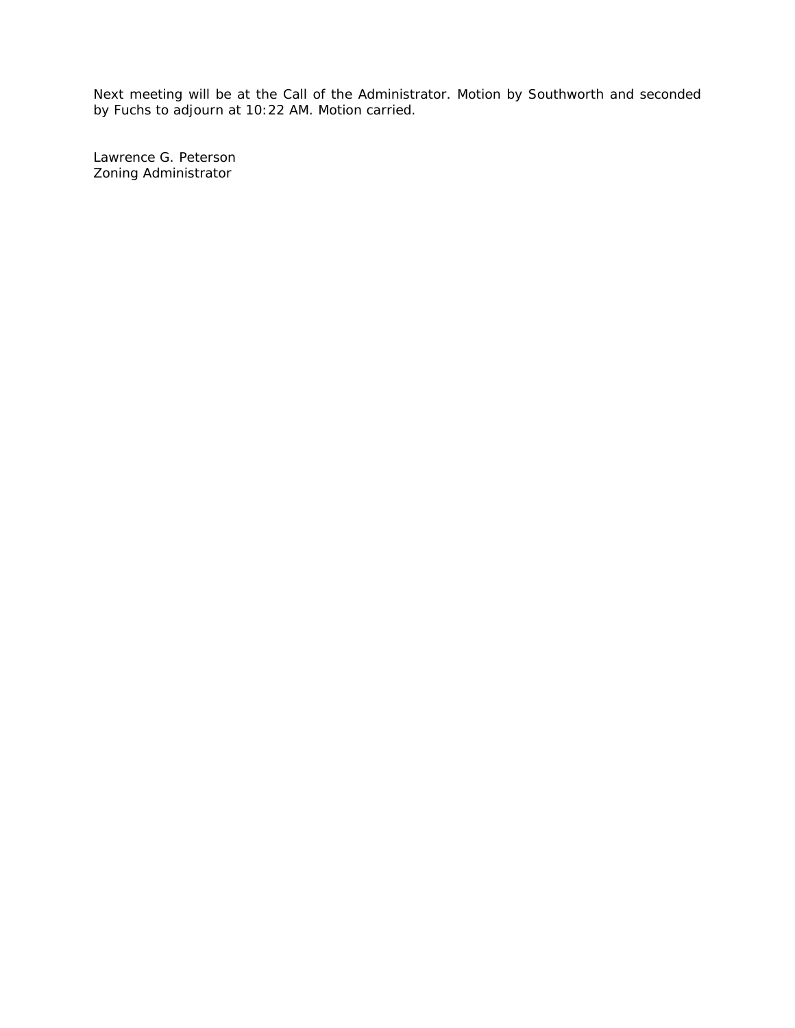Next meeting will be at the Call of the Administrator. Motion by Southworth and seconded by Fuchs to adjourn at 10:22 AM. Motion carried.

Lawrence G. Peterson
Zoning Administrator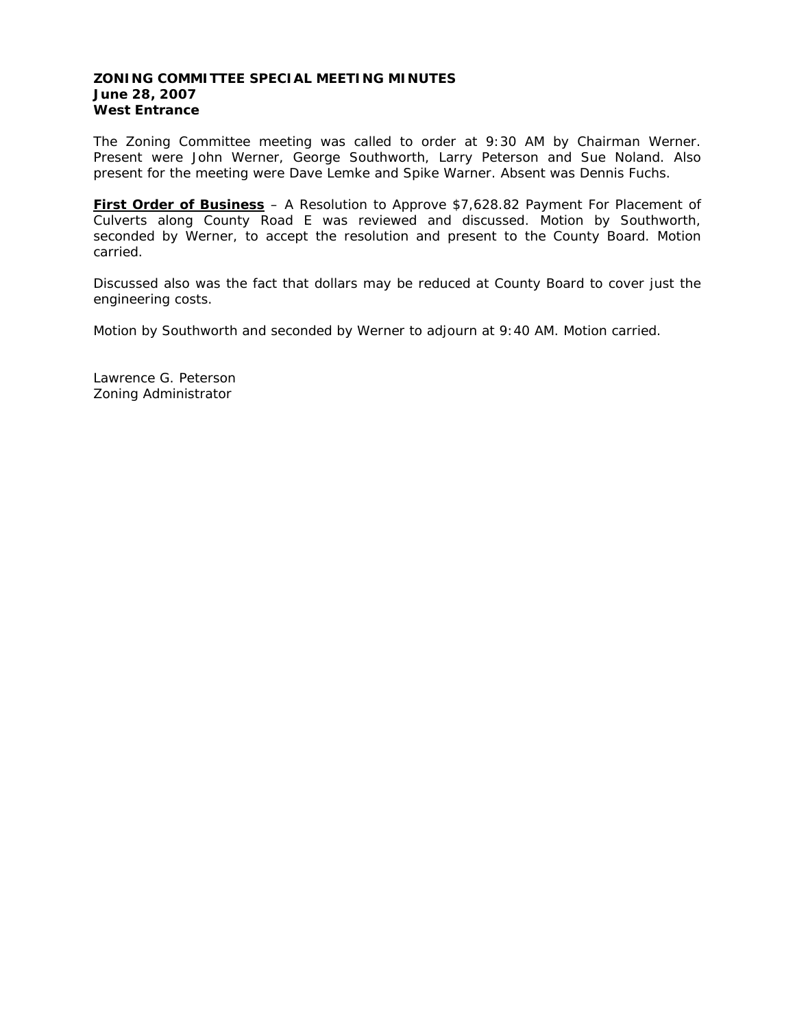**ZONING COMMITTEE SPECIAL MEETING MINUTES**
**June 28, 2007**
**West Entrance**

The Zoning Committee meeting was called to order at 9:30 AM by Chairman Werner. Present were John Werner, George Southworth, Larry Peterson and Sue Noland. Also present for the meeting were Dave Lemke and Spike Warner. Absent was Dennis Fuchs.

**First Order of Business** – A Resolution to Approve $7,628.82 Payment For Placement of Culverts along County Road E was reviewed and discussed. Motion by Southworth, seconded by Werner, to accept the resolution and present to the County Board. Motion carried.

Discussed also was the fact that dollars may be reduced at County Board to cover just the engineering costs.

Motion by Southworth and seconded by Werner to adjourn at 9:40 AM. Motion carried.

Lawrence G. Peterson
Zoning Administrator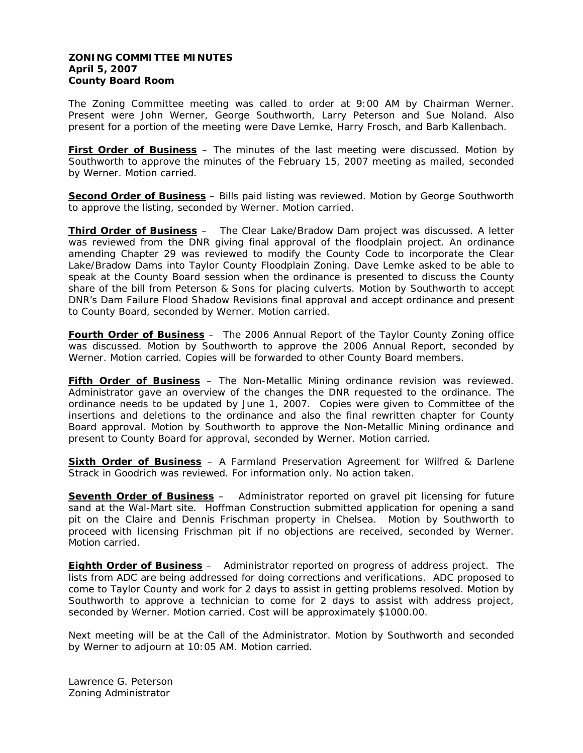**ZONING COMMITTEE MINUTES**
**April 5, 2007**
**County Board Room**

The Zoning Committee meeting was called to order at 9:00 AM by Chairman Werner. Present were John Werner, George Southworth, Larry Peterson and Sue Noland. Also present for a portion of the meeting were Dave Lemke, Harry Frosch, and Barb Kallenbach.

**First Order of Business** – The minutes of the last meeting were discussed. Motion by Southworth to approve the minutes of the February 15, 2007 meeting as mailed, seconded by Werner. Motion carried.

**Second Order of Business** – Bills paid listing was reviewed. Motion by George Southworth to approve the listing, seconded by Werner. Motion carried.

**Third Order of Business** – The Clear Lake/Bradow Dam project was discussed. A letter was reviewed from the DNR giving final approval of the floodplain project. An ordinance amending Chapter 29 was reviewed to modify the County Code to incorporate the Clear Lake/Bradow Dams into Taylor County Floodplain Zoning. Dave Lemke asked to be able to speak at the County Board session when the ordinance is presented to discuss the County share of the bill from Peterson & Sons for placing culverts. Motion by Southworth to accept DNR's Dam Failure Flood Shadow Revisions final approval and accept ordinance and present to County Board, seconded by Werner. Motion carried.

**Fourth Order of Business** – The 2006 Annual Report of the Taylor County Zoning office was discussed. Motion by Southworth to approve the 2006 Annual Report, seconded by Werner. Motion carried. Copies will be forwarded to other County Board members.

**Fifth Order of Business** – The Non-Metallic Mining ordinance revision was reviewed. Administrator gave an overview of the changes the DNR requested to the ordinance. The ordinance needs to be updated by June 1, 2007. Copies were given to Committee of the insertions and deletions to the ordinance and also the final rewritten chapter for County Board approval. Motion by Southworth to approve the Non-Metallic Mining ordinance and present to County Board for approval, seconded by Werner. Motion carried.

**Sixth Order of Business** – A Farmland Preservation Agreement for Wilfred & Darlene Strack in Goodrich was reviewed. For information only. No action taken.

**Seventh Order of Business** – Administrator reported on gravel pit licensing for future sand at the Wal-Mart site. Hoffman Construction submitted application for opening a sand pit on the Claire and Dennis Frischman property in Chelsea. Motion by Southworth to proceed with licensing Frischman pit if no objections are received, seconded by Werner. Motion carried.

**Eighth Order of Business** – Administrator reported on progress of address project. The lists from ADC are being addressed for doing corrections and verifications. ADC proposed to come to Taylor County and work for 2 days to assist in getting problems resolved. Motion by Southworth to approve a technician to come for 2 days to assist with address project, seconded by Werner. Motion carried. Cost will be approximately $1000.00.

Next meeting will be at the Call of the Administrator. Motion by Southworth and seconded by Werner to adjourn at 10:05 AM. Motion carried.

Lawrence G. Peterson
Zoning Administrator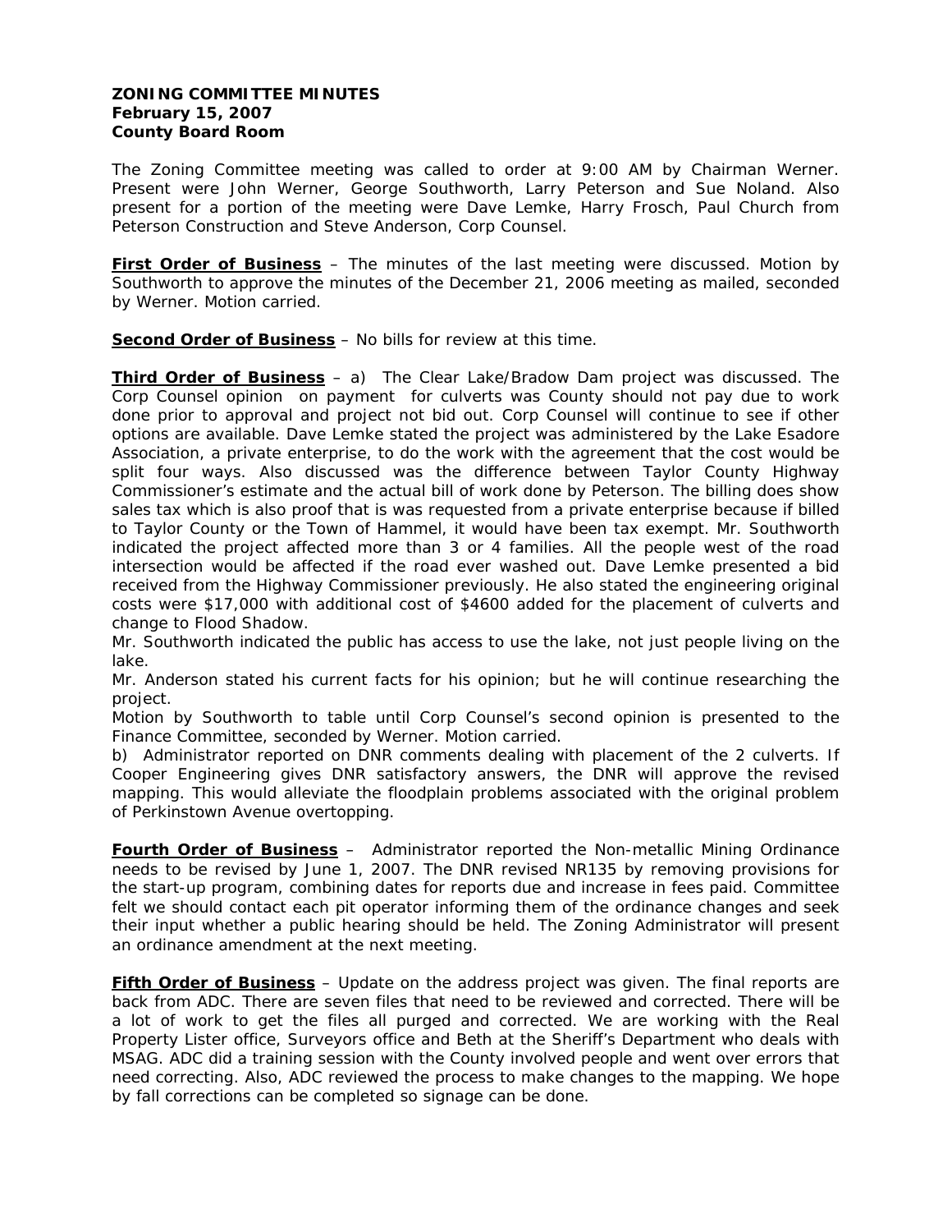**ZONING COMMITTEE MINUTES**
**February 15, 2007**
**County Board Room**

The Zoning Committee meeting was called to order at 9:00 AM by Chairman Werner. Present were John Werner, George Southworth, Larry Peterson and Sue Noland. Also present for a portion of the meeting were Dave Lemke, Harry Frosch, Paul Church from Peterson Construction and Steve Anderson, Corp Counsel.

**First Order of Business** – The minutes of the last meeting were discussed. Motion by Southworth to approve the minutes of the December 21, 2006 meeting as mailed, seconded by Werner. Motion carried.

**Second Order of Business** – No bills for review at this time.

**Third Order of Business** – a) The Clear Lake/Bradow Dam project was discussed. The Corp Counsel opinion on payment for culverts was County should not pay due to work done prior to approval and project not bid out. Corp Counsel will continue to see if other options are available. Dave Lemke stated the project was administered by the Lake Esadore Association, a private enterprise, to do the work with the agreement that the cost would be split four ways. Also discussed was the difference between Taylor County Highway Commissioner's estimate and the actual bill of work done by Peterson. The billing does show sales tax which is also proof that is was requested from a private enterprise because if billed to Taylor County or the Town of Hammel, it would have been tax exempt. Mr. Southworth indicated the project affected more than 3 or 4 families. All the people west of the road intersection would be affected if the road ever washed out. Dave Lemke presented a bid received from the Highway Commissioner previously. He also stated the engineering original costs were $17,000 with additional cost of $4600 added for the placement of culverts and change to Flood Shadow.
Mr. Southworth indicated the public has access to use the lake, not just people living on the lake.
Mr. Anderson stated his current facts for his opinion; but he will continue researching the project.
Motion by Southworth to table until Corp Counsel's second opinion is presented to the Finance Committee, seconded by Werner. Motion carried.
b) Administrator reported on DNR comments dealing with placement of the 2 culverts. If Cooper Engineering gives DNR satisfactory answers, the DNR will approve the revised mapping. This would alleviate the floodplain problems associated with the original problem of Perkinstown Avenue overtopping.

**Fourth Order of Business** – Administrator reported the Non-metallic Mining Ordinance needs to be revised by June 1, 2007. The DNR revised NR135 by removing provisions for the start-up program, combining dates for reports due and increase in fees paid. Committee felt we should contact each pit operator informing them of the ordinance changes and seek their input whether a public hearing should be held. The Zoning Administrator will present an ordinance amendment at the next meeting.

**Fifth Order of Business** – Update on the address project was given. The final reports are back from ADC. There are seven files that need to be reviewed and corrected. There will be a lot of work to get the files all purged and corrected. We are working with the Real Property Lister office, Surveyors office and Beth at the Sheriff's Department who deals with MSAG. ADC did a training session with the County involved people and went over errors that need correcting. Also, ADC reviewed the process to make changes to the mapping. We hope by fall corrections can be completed so signage can be done.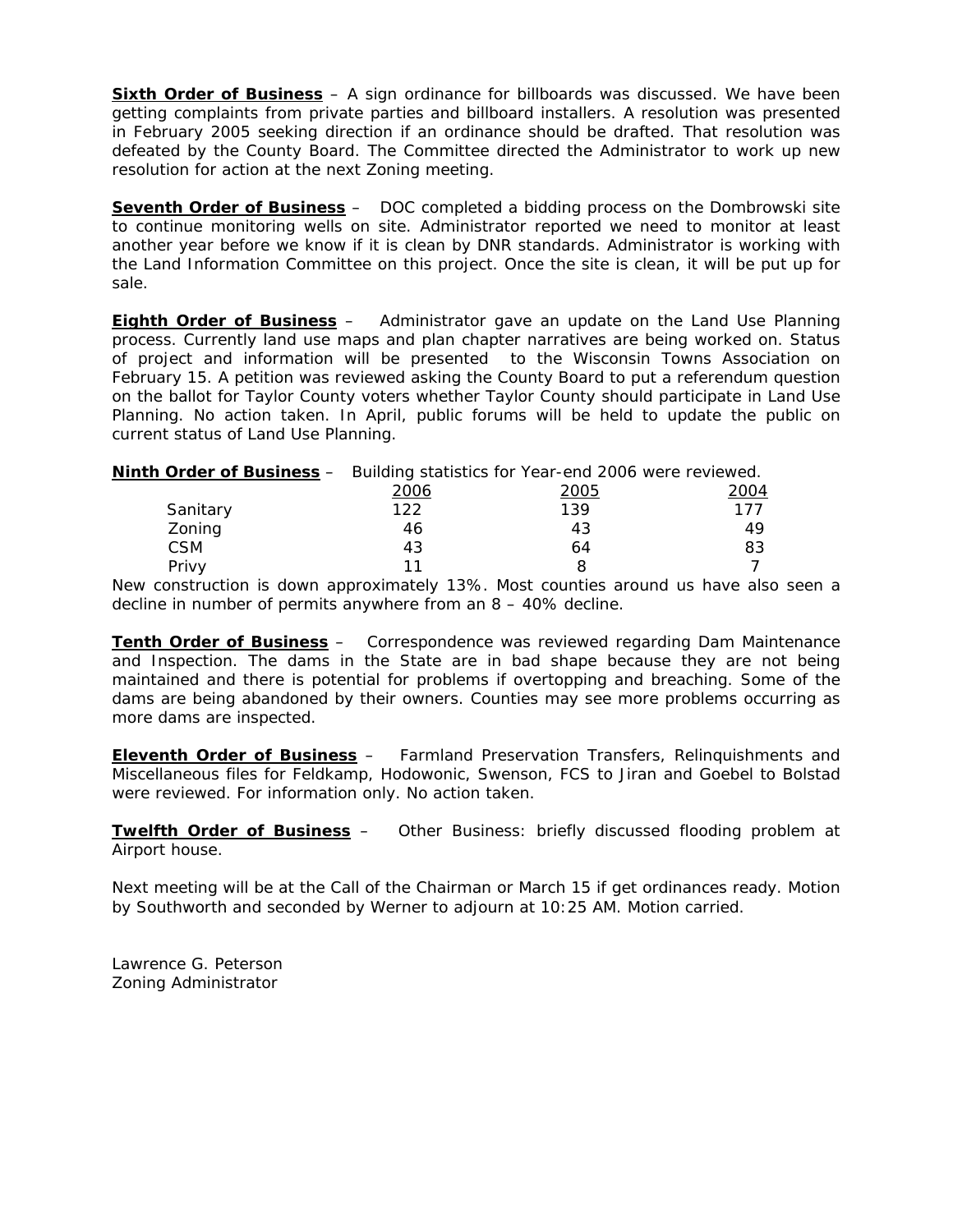**Sixth Order of Business** – A sign ordinance for billboards was discussed. We have been getting complaints from private parties and billboard installers. A resolution was presented in February 2005 seeking direction if an ordinance should be drafted. That resolution was defeated by the County Board. The Committee directed the Administrator to work up new resolution for action at the next Zoning meeting.

**Seventh Order of Business** – DOC completed a bidding process on the Dombrowski site to continue monitoring wells on site. Administrator reported we need to monitor at least another year before we know if it is clean by DNR standards. Administrator is working with the Land Information Committee on this project. Once the site is clean, it will be put up for sale.

**Eighth Order of Business** – Administrator gave an update on the Land Use Planning process. Currently land use maps and plan chapter narratives are being worked on. Status of project and information will be presented to the Wisconsin Towns Association on February 15. A petition was reviewed asking the County Board to put a referendum question on the ballot for Taylor County voters whether Taylor County should participate in Land Use Planning. No action taken. In April, public forums will be held to update the public on current status of Land Use Planning.

**Ninth Order of Business** – Building statistics for Year-end 2006 were reviewed.

| | 2006 | 2005 | 2004 |
|---|---|---|---|
| Sanitary | 122 | 139 | 177 |
| Zoning | 46 | 43 | 49 |
| CSM | 43 | 64 | 83 |
| Privy | 11 | 8 | 7 |

New construction is down approximately 13%. Most counties around us have also seen a decline in number of permits anywhere from an 8 – 40% decline.

**Tenth Order of Business** – Correspondence was reviewed regarding Dam Maintenance and Inspection. The dams in the State are in bad shape because they are not being maintained and there is potential for problems if overtopping and breaching. Some of the dams are being abandoned by their owners. Counties may see more problems occurring as more dams are inspected.

**Eleventh Order of Business** – Farmland Preservation Transfers, Relinquishments and Miscellaneous files for Feldkamp, Hodowonic, Swenson, FCS to Jiran and Goebel to Bolstad were reviewed. For information only. No action taken.

**Twelfth Order of Business** – Other Business: briefly discussed flooding problem at Airport house.

Next meeting will be at the Call of the Chairman or March 15 if get ordinances ready. Motion by Southworth and seconded by Werner to adjourn at 10:25 AM. Motion carried.

Lawrence G. Peterson
Zoning Administrator